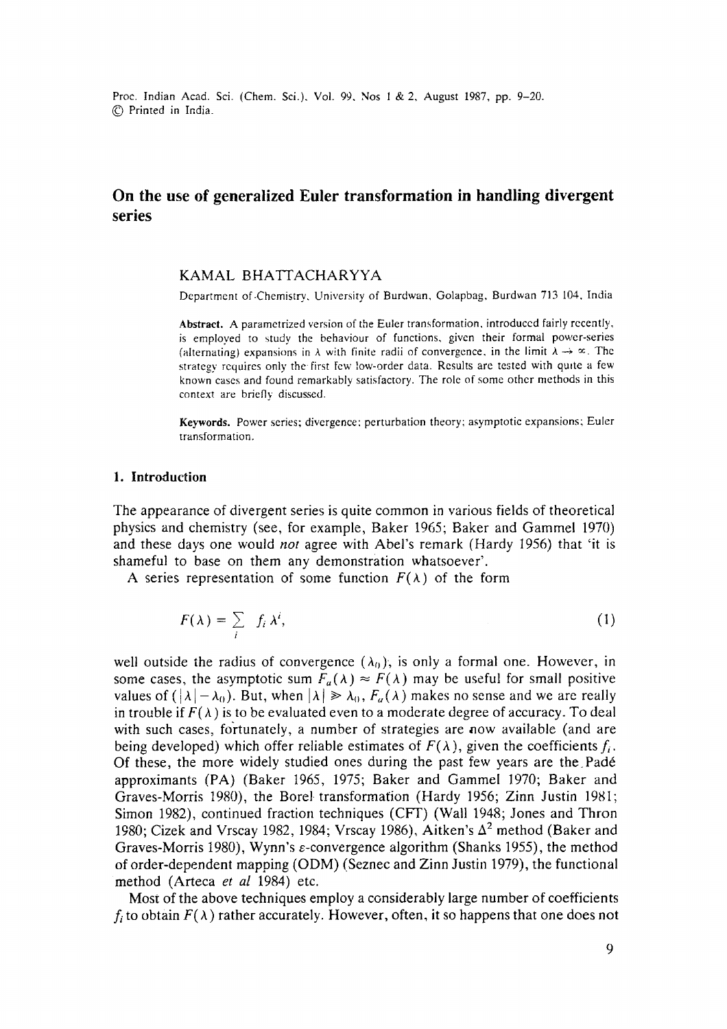# On the use of generalized Euler transformation in handling divergent series

KAMAL BHATTACHARYYA

Department of Chemistry, University of Burdwan, Golapbag, Burdwan 713 104, India

**Abstract.** A parametrized version of the Euler transformation, introduced fairly recently, is employed to study the behaviour of functions, given their formal power-series (alternating) expansions in $\lambda$ with finite radii of convergence, in the limit $\lambda \to \infty$. The strategy requires only the first few low-order data. Results are tested with quite a few known cases and found remarkably satisfactory. The role of some other methods in this context are briefly discussed.

**Keywords.** Power series; divergence; perturbation theory; asymptotic expansions; Euler transformation.

## 1. Introduction

The appearance of divergent series is quite common in various fields of theoretical physics and chemistry (see, for example, Baker 1965; Baker and Gammel 1970) and these days one would *not* agree with Abel's remark (Hardy 1956) that 'it is shameful to base on them any demonstration whatsoever'.

A series representation of some function $F(\lambda)$ of the form

$$F(\lambda) = \sum_i f_i \lambda^i, \tag{1}$$

well outside the radius of convergence ($\lambda_0$), is only a formal one. However, in some cases, the asymptotic sum $F_a(\lambda) \approx F(\lambda)$ may be useful for small positive values of $(|\lambda| - \lambda_0)$. But, when $|\lambda| \gg \lambda_0$, $F_a(\lambda)$ makes no sense and we are really in trouble if $F(\lambda)$ is to be evaluated even to a moderate degree of accuracy. To deal with such cases, fortunately, a number of strategies are now available (and are being developed) which offer reliable estimates of $F(\lambda)$, given the coefficients $f_i$. Of these, the more widely studied ones during the past few years are the Padé approximants (PA) (Baker 1965, 1975; Baker and Gammel 1970; Baker and Graves-Morris 1980), the Borel transformation (Hardy 1956; Zinn Justin 1981; Simon 1982), continued fraction techniques (CFT) (Wall 1948; Jones and Thron 1980; Cizek and Vrscay 1982, 1984; Vrscay 1986), Aitken's $\Delta^2$ method (Baker and Graves-Morris 1980), Wynn's $\varepsilon$-convergence algorithm (Shanks 1955), the method of order-dependent mapping (ODM) (Seznec and Zinn Justin 1979), the functional method (Arteca *et al* 1984) etc.

Most of the above techniques employ a considerably large number of coefficients $f_i$ to obtain $F(\lambda)$ rather accurately. However, often, it so happens that one does not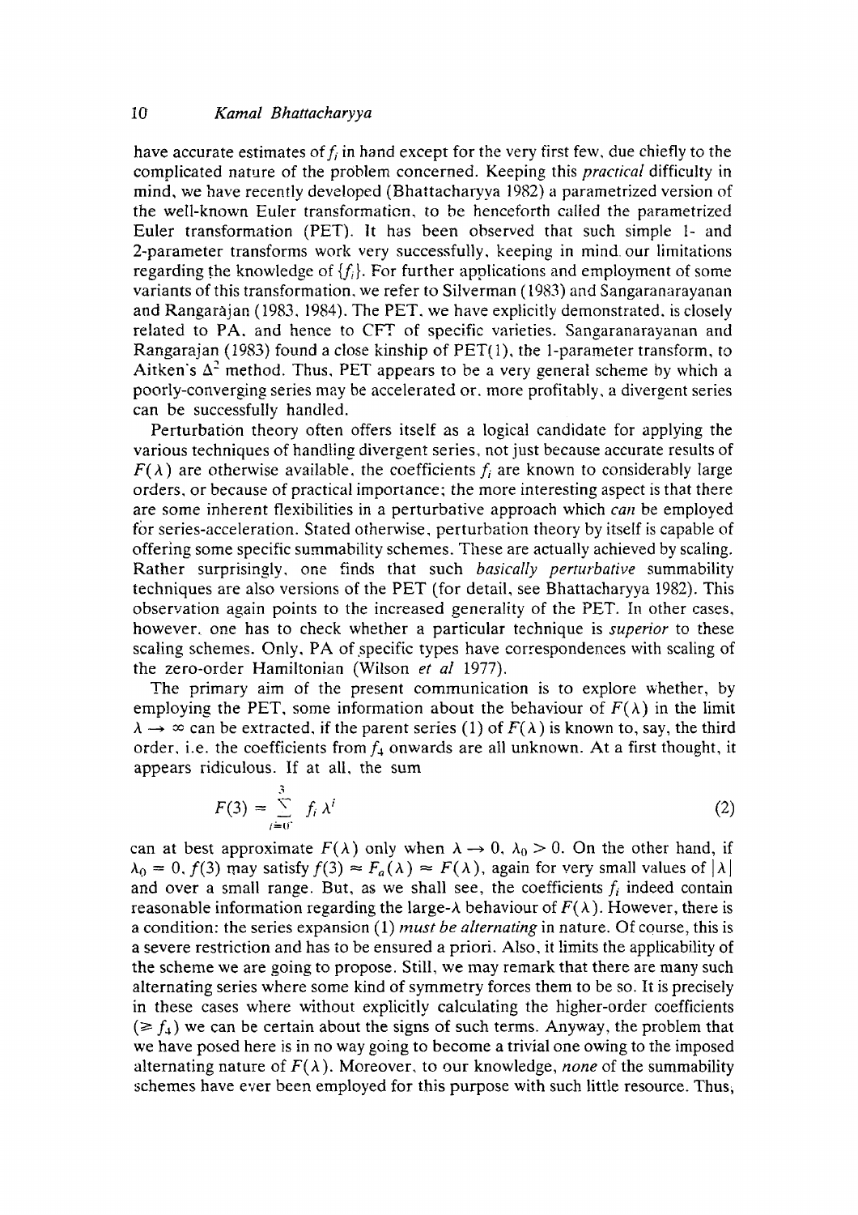have accurate estimates of $f_i$ in hand except for the very first few, due chiefly to the complicated nature of the problem concerned. Keeping this *practical* difficulty in mind, we have recently developed (Bhattacharyya 1982) a parametrized version of the well-known Euler transformation, to be henceforth called the parametrized Euler transformation (PET). It has been observed that such simple 1- and 2-parameter transforms work very successfully, keeping in mind our limitations regarding the knowledge of $\{f_i\}$. For further applications and employment of some variants of this transformation, we refer to Silverman (1983) and Sangaranarayanan and Rangarajan (1983, 1984). The PET, we have explicitly demonstrated, is closely related to PA, and hence to CFT of specific varieties. Sangaranarayanan and Rangarajan (1983) found a close kinship of PET(1), the 1-parameter transform, to Aitken's $\Delta^2$ method. Thus, PET appears to be a very general scheme by which a poorly-converging series may be accelerated or, more profitably, a divergent series can be successfully handled.

Perturbation theory often offers itself as a logical candidate for applying the various techniques of handling divergent series, not just because accurate results of $F(\lambda)$ are otherwise available, the coefficients $f_i$ are known to considerably large orders, or because of practical importance; the more interesting aspect is that there are some inherent flexibilities in a perturbative approach which *can* be employed for series-acceleration. Stated otherwise, perturbation theory by itself is capable of offering some specific summability schemes. These are actually achieved by scaling. Rather surprisingly, one finds that such *basically perturbative* summability techniques are also versions of the PET (for detail, see Bhattacharyya 1982). This observation again points to the increased generality of the PET. In other cases, however, one has to check whether a particular technique is *superior* to these scaling schemes. Only, PA of specific types have correspondences with scaling of the zero-order Hamiltonian (Wilson *et al* 1977).

The primary aim of the present communication is to explore whether, by employing the PET, some information about the behaviour of $F(\lambda)$ in the limit $\lambda \to \infty$ can be extracted, if the parent series (1) of $F(\lambda)$ is known to, say, the third order, i.e. the coefficients from $f_4$ onwards are all unknown. At a first thought, it appears ridiculous. If at all, the sum

$$F(3) = \sum_{i=0}^{3} f_i \lambda^i \tag{2}$$

can at best approximate $F(\lambda)$ only when $\lambda \to 0$, $\lambda_0 > 0$. On the other hand, if $\lambda_0 = 0$, $f(3)$ may satisfy $f(3) \approx F_a(\lambda) \approx F(\lambda)$, again for very small values of $|\lambda|$ and over a small range. But, as we shall see, the coefficients $f_i$ indeed contain reasonable information regarding the large-$\lambda$ behaviour of $F(\lambda)$. However, there is a condition: the series expansion (1) *must be alternating* in nature. Of course, this is a severe restriction and has to be ensured a priori. Also, it limits the applicability of the scheme we are going to propose. Still, we may remark that there are many such alternating series where some kind of symmetry forces them to be so. It is precisely in these cases where without explicitly calculating the higher-order coefficients ($\geqslant f_4$) we can be certain about the signs of such terms. Anyway, the problem that we have posed here is in no way going to become a trivial one owing to the imposed alternating nature of $F(\lambda)$. Moreover, to our knowledge, *none* of the summability schemes have ever been employed for this purpose with such little resource. Thus,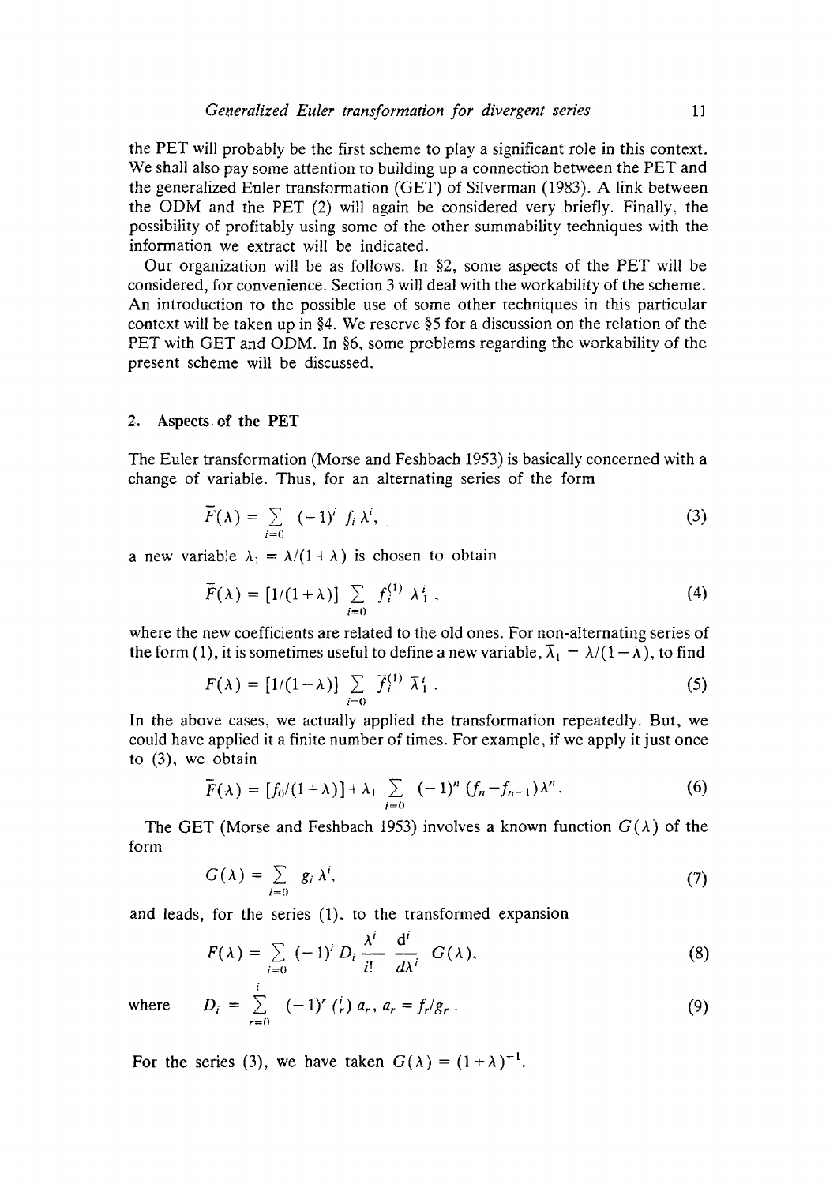the PET will probably be the first scheme to play a significant role in this context. We shall also pay some attention to building up a connection between the PET and the generalized Euler transformation (GET) of Silverman (1983). A link between the ODM and the PET (2) will again be considered very briefly. Finally, the possibility of profitably using some of the other summability techniques with the information we extract will be indicated.

Our organization will be as follows. In §2, some aspects of the PET will be considered, for convenience. Section 3 will deal with the workability of the scheme. An introduction to the possible use of some other techniques in this particular context will be taken up in §4. We reserve §5 for a discussion on the relation of the PET with GET and ODM. In §6, some problems regarding the workability of the present scheme will be discussed.

## 2. Aspects of the PET

The Euler transformation (Morse and Feshbach 1953) is basically concerned with a change of variable. Thus, for an alternating series of the form

$$\bar{F}(\lambda) = \sum_{i=0} (-1)^i f_i \lambda^i, \tag{3}$$

a new variable $\lambda_1 = \lambda/(1+\lambda)$ is chosen to obtain

$$\bar{F}(\lambda) = [1/(1+\lambda)] \sum_{i=0} f_i^{(1)} \lambda_1^i, \tag{4}$$

where the new coefficients are related to the old ones. For non-alternating series of the form (1), it is sometimes useful to define a new variable, $\bar{\lambda}_1 = \lambda/(1-\lambda)$, to find

$$F(\lambda) = [1/(1-\lambda)] \sum_{i=0} \bar{f}_i^{(1)} \bar{\lambda}_1^i. \tag{5}$$

In the above cases, we actually applied the transformation repeatedly. But, we could have applied it a finite number of times. For example, if we apply it just once to (3), we obtain

$$\bar{F}(\lambda) = [f_0/(1+\lambda)] + \lambda_1 \sum_{i=0} (-1)^n (f_n - f_{n-1})\lambda^n. \tag{6}$$

The GET (Morse and Feshbach 1953) involves a known function $G(\lambda)$ of the form

$$G(\lambda) = \sum_{i=0} g_i \lambda^i, \tag{7}$$

and leads, for the series (1), to the transformed expansion

$$F(\lambda) = \sum_{i=0} (-1)^i D_i \frac{\lambda^i}{i!} \frac{d^i}{d\lambda^i} G(\lambda), \tag{8}$$

where

$$D_i = \sum_{r=0}^{i} (-1)^r \binom{i}{r} a_r, \; a_r = f_r/g_r. \tag{9}$$

For the series (3), we have taken $G(\lambda) = (1+\lambda)^{-1}$.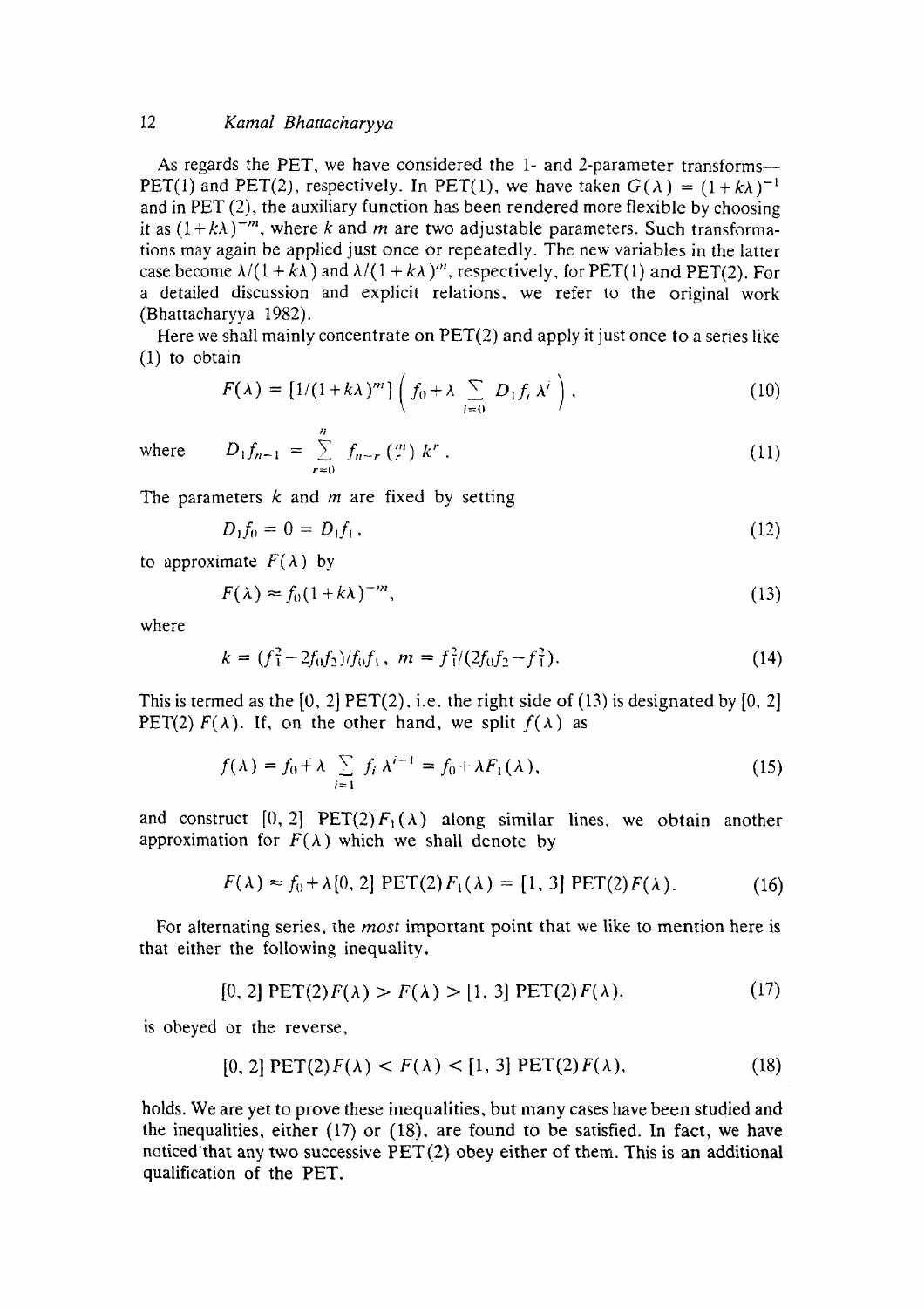As regards the PET, we have considered the 1- and 2-parameter transforms—PET(1) and PET(2), respectively. In PET(1), we have taken $G(\lambda) = (1+k\lambda)^{-1}$ and in PET (2), the auxiliary function has been rendered more flexible by choosing it as $(1+k\lambda)^{-m}$, where $k$ and $m$ are two adjustable parameters. Such transformations may again be applied just once or repeatedly. The new variables in the latter case become $\lambda/(1+k\lambda)$ and $\lambda/(1+k\lambda)^m$, respectively, for PET(1) and PET(2). For a detailed discussion and explicit relations, we refer to the original work (Bhattacharyya 1982).

Here we shall mainly concentrate on PET(2) and apply it just once to a series like (1) to obtain

$$F(\lambda) = [1/(1+k\lambda)^m]\left(f_0 + \lambda \sum_{i=0} D_1 f_i \lambda^i\right), \tag{10}$$

where $$D_1 f_{n-1} = \sum_{r=0}^{n} f_{n-r} \binom{m}{r} k^r. \tag{11}$$

The parameters $k$ and $m$ are fixed by setting

$$D_1 f_0 = 0 = D_1 f_1, \tag{12}$$

to approximate $F(\lambda)$ by

$$F(\lambda) \approx f_0(1+k\lambda)^{-m}, \tag{13}$$

where

$$k = (f_1^2 - 2f_0 f_2)/f_0 f_1,\ m = f_1^2/(2f_0 f_2 - f_1^2). \tag{14}$$

This is termed as the [0, 2] PET(2), i.e. the right side of (13) is designated by [0, 2] PET(2) $F(\lambda)$. If, on the other hand, we split $f(\lambda)$ as

$$f(\lambda) = f_0 + \lambda \sum_{i=1} f_i \lambda^{i-1} = f_0 + \lambda F_1(\lambda), \tag{15}$$

and construct [0, 2] PET(2)$F_1(\lambda)$ along similar lines, we obtain another approximation for $F(\lambda)$ which we shall denote by

$$F(\lambda) \approx f_0 + \lambda [0, 2]\ \mathrm{PET}(2) F_1(\lambda) = [1, 3]\ \mathrm{PET}(2) F(\lambda). \tag{16}$$

For alternating series, the *most* important point that we like to mention here is that either the following inequality,

$$[0, 2]\ \mathrm{PET}(2) F(\lambda) > F(\lambda) > [1, 3]\ \mathrm{PET}(2) F(\lambda), \tag{17}$$

is obeyed or the reverse,

$$[0, 2]\ \mathrm{PET}(2) F(\lambda) < F(\lambda) < [1, 3]\ \mathrm{PET}(2) F(\lambda), \tag{18}$$

holds. We are yet to prove these inequalities, but many cases have been studied and the inequalities, either (17) or (18), are found to be satisfied. In fact, we have noticed that any two successive PET(2) obey either of them. This is an additional qualification of the PET.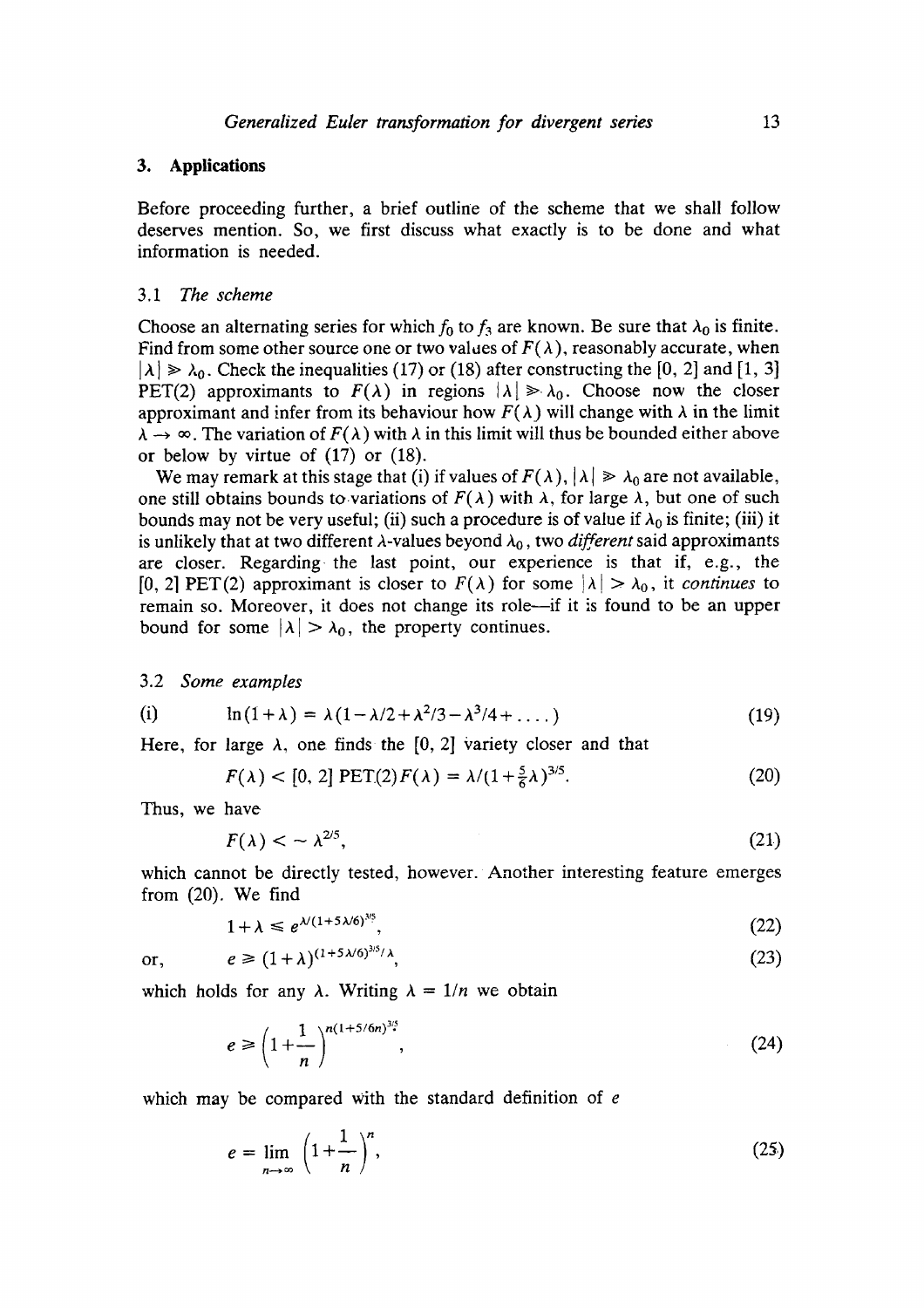## 3. Applications

Before proceeding further, a brief outline of the scheme that we shall follow deserves mention. So, we first discuss what exactly is to be done and what information is needed.

### 3.1 *The scheme*

Choose an alternating series for which $f_0$ to $f_3$ are known. Be sure that $\lambda_0$ is finite. Find from some other source one or two values of $F(\lambda)$, reasonably accurate, when $|\lambda| \gg \lambda_0$. Check the inequalities (17) or (18) after constructing the [0, 2] and [1, 3] PET(2) approximants to $F(\lambda)$ in regions $|\lambda| \gg \lambda_0$. Choose now the closer approximant and infer from its behaviour how $F(\lambda)$ will change with $\lambda$ in the limit $\lambda \to \infty$. The variation of $F(\lambda)$ with $\lambda$ in this limit will thus be bounded either above or below by virtue of (17) or (18).

We may remark at this stage that (i) if values of $F(\lambda)$, $|\lambda| \gg \lambda_0$ are not available, one still obtains bounds to variations of $F(\lambda)$ with $\lambda$, for large $\lambda$, but one of such bounds may not be very useful; (ii) such a procedure is of value if $\lambda_0$ is finite; (iii) it is unlikely that at two different $\lambda$-values beyond $\lambda_0$, two *different* said approximants are closer. Regarding the last point, our experience is that if, e.g., the [0, 2] PET(2) approximant is closer to $F(\lambda)$ for some $|\lambda| > \lambda_0$, it *continues* to remain so. Moreover, it does not change its role—if it is found to be an upper bound for some $|\lambda| > \lambda_0$, the property continues.

### 3.2 *Some examples*

$$\text{(i)} \qquad \ln(1+\lambda) = \lambda(1-\lambda/2+\lambda^2/3-\lambda^3/4+\dots) \tag{19}$$

Here, for large $\lambda$, one finds the [0, 2] variety closer and that

$$F(\lambda) < [0,2]\ \text{PET}(2) F(\lambda) = \lambda/(1+\tfrac{5}{6}\lambda)^{3/5}. \tag{20}$$

Thus, we have

$$F(\lambda) < \sim \lambda^{2/5}, \tag{21}$$

which cannot be directly tested, however. Another interesting feature emerges from (20). We find

$$1+\lambda \leqslant e^{\lambda/(1+5\lambda/6)^{3/5}}, \tag{22}$$

or,

$$e \geqslant (1+\lambda)^{(1+5\lambda/6)^{3/5}/\lambda}, \tag{23}$$

which holds for any $\lambda$. Writing $\lambda = 1/n$ we obtain

$$e \geqslant \left(1+\frac{1}{n}\right)^{n(1+5/6n)^{3/5}}, \tag{24}$$

which may be compared with the standard definition of $e$

$$e = \lim_{n\to\infty}\left(1+\frac{1}{n}\right)^n, \tag{25}$$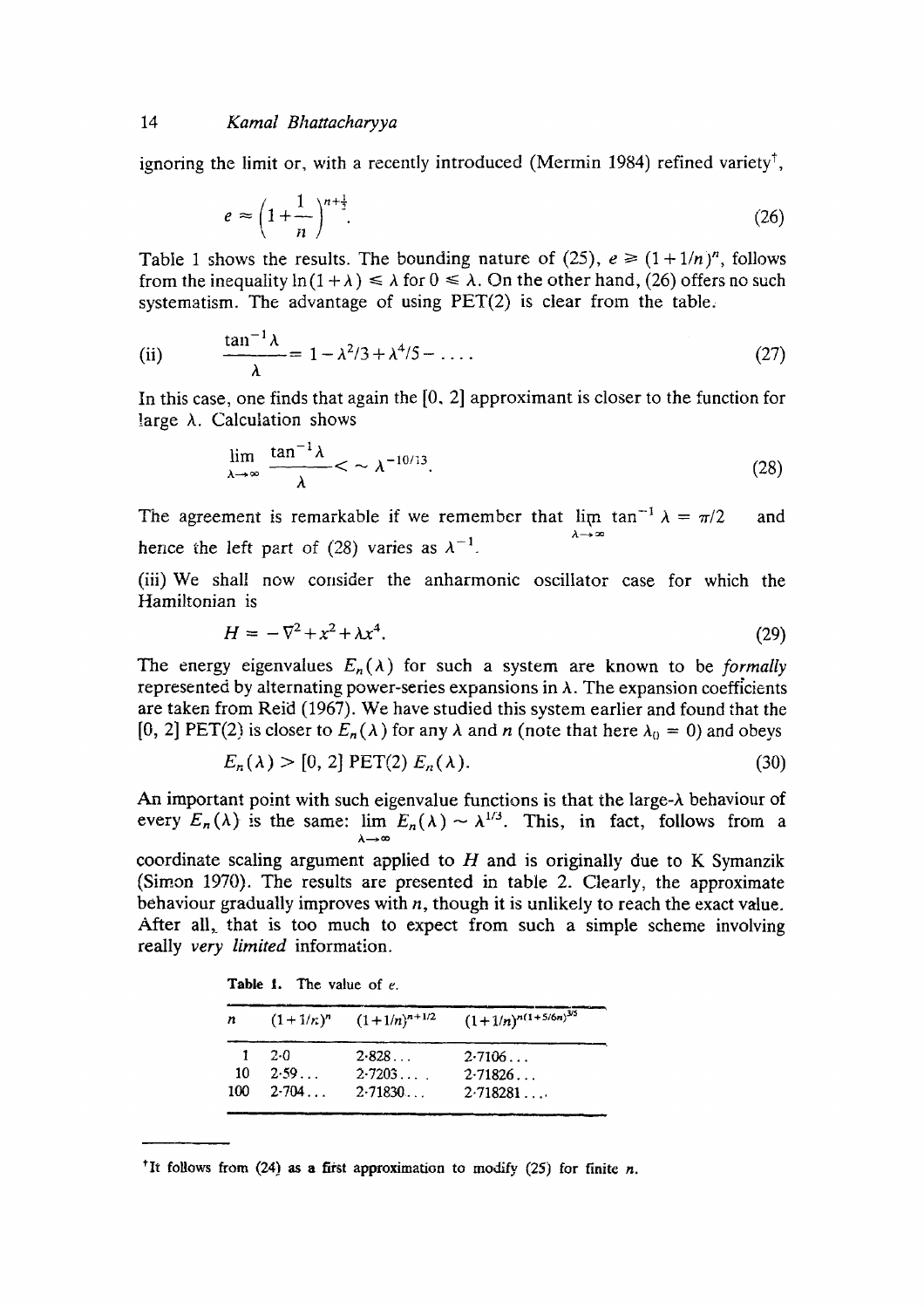ignoring the limit or, with a recently introduced (Mermin 1984) refined variety†,

$$e \approx \left(1+\frac{1}{n}\right)^{n+\frac{1}{2}}. \tag{26}$$

Table 1 shows the results. The bounding nature of (25), $e \geq (1+1/n)^n$, follows from the inequality $\ln(1+\lambda) \leq \lambda$ for $0 \leq \lambda$. On the other hand, (26) offers no such systematism. The advantage of using PET(2) is clear from the table.

(ii)
$$\frac{\tan^{-1}\lambda}{\lambda} = 1-\lambda^2/3+\lambda^4/5-\ldots. \tag{27}$$

In this case, one finds that again the [0, 2] approximant is closer to the function for large $\lambda$. Calculation shows

$$\lim_{\lambda\to\infty} \frac{\tan^{-1}\lambda}{\lambda} <\sim \lambda^{-10/13}. \tag{28}$$

The agreement is remarkable if we remember that $\lim_{\lambda\to\infty} \tan^{-1}\lambda = \pi/2$ and hence the left part of (28) varies as $\lambda^{-1}$.

(iii) We shall now consider the anharmonic oscillator case for which the Hamiltonian is

$$H = -\nabla^2 + x^2 + \lambda x^4. \tag{29}$$

The energy eigenvalues $E_n(\lambda)$ for such a system are known to be *formally* represented by alternating power-series expansions in $\lambda$. The expansion coefficients are taken from Reid (1967). We have studied this system earlier and found that the [0, 2] PET(2) is closer to $E_n(\lambda)$ for any $\lambda$ and $n$ (note that here $\lambda_0 = 0$) and obeys

$$E_n(\lambda) > [0,2]\ \mathrm{PET}(2)\ E_n(\lambda). \tag{30}$$

An important point with such eigenvalue functions is that the large-$\lambda$ behaviour of every $E_n(\lambda)$ is the same: $\lim_{\lambda\to\infty} E_n(\lambda) \sim \lambda^{1/3}$. This, in fact, follows from a coordinate scaling argument applied to $H$ and is originally due to K Symanzik (Simon 1970). The results are presented in table 2. Clearly, the approximate behaviour gradually improves with $n$, though it is unlikely to reach the exact value. After all, that is too much to expect from such a simple scheme involving really *very limited* information.

**Table 1.** The value of $e$.

| $n$ | $(1+1/n)^n$ | $(1+1/n)^{n+1/2}$ | $(1+1/n)^{n(1+5/6n)^{3/5}}$ |
|---|---|---|---|
| 1 | 2·0 | 2·828... | 2·7106... |
| 10 | 2·59... | 2·7203... | 2·71826... |
| 100 | 2·704... | 2·71830... | 2·718281... |

†It follows from (24) as a first approximation to modify (25) for finite $n$.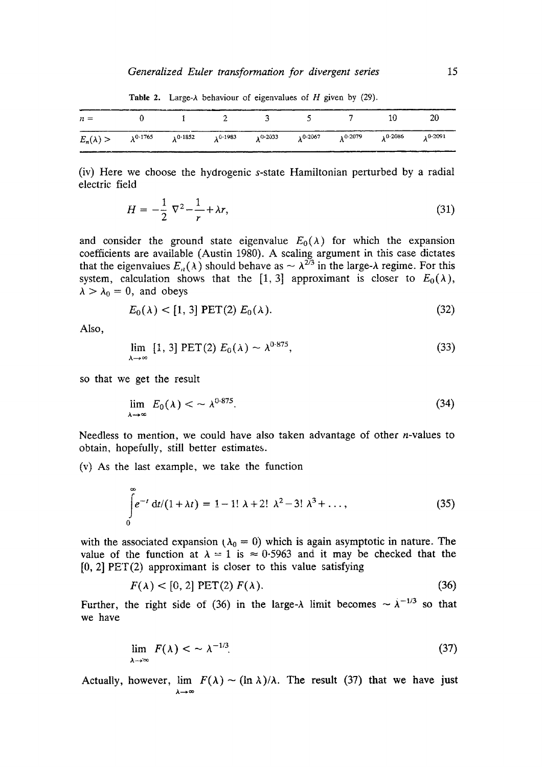Table 2. Large-$\lambda$ behaviour of eigenvalues of $H$ given by (29).

| $n =$ | 0 | 1 | 2 | 3 | 5 | 7 | 10 | 20 |
|---|---|---|---|---|---|---|---|---|
| $E_n(\lambda) >$ | $\lambda^{0.1765}$ | $\lambda^{0.1852}$ | $\lambda^{0.1983}$ | $\lambda^{0.2033}$ | $\lambda^{0.2067}$ | $\lambda^{0.2079}$ | $\lambda^{0.2086}$ | $\lambda^{0.2091}$ |

(iv) Here we choose the hydrogenic $s$-state Hamiltonian perturbed by a radial electric field

$$H = -\frac{1}{2}\nabla^2 - \frac{1}{r} + \lambda r, \tag{31}$$

and consider the ground state eigenvalue $E_0(\lambda)$ for which the expansion coefficients are available (Austin 1980). A scaling argument in this case dictates that the eigenvalues $E_n(\lambda)$ should behave as $\sim \lambda^{2/3}$ in the large-$\lambda$ regime. For this system, calculation shows that the [1, 3] approximant is closer to $E_0(\lambda)$, $\lambda > \lambda_0 = 0$, and obeys

$$E_0(\lambda) < [1, 3]\ \mathrm{PET}(2)\ E_0(\lambda). \tag{32}$$

Also,

$$\lim_{\lambda \to \infty} [1, 3]\ \mathrm{PET}(2)\ E_0(\lambda) \sim \lambda^{0.875}, \tag{33}$$

so that we get the result

$$\lim_{\lambda \to \infty} E_0(\lambda) < \sim \lambda^{0.875}. \tag{34}$$

Needless to mention, we could have also taken advantage of other $n$-values to obtain, hopefully, still better estimates.

(v) As the last example, we take the function

$$\int_0^\infty e^{-t}\, \mathrm{d}t/(1+\lambda t) = 1 - 1!\,\lambda + 2!\,\lambda^2 - 3!\,\lambda^3 + \ldots, \tag{35}$$

with the associated expansion ($\lambda_0 = 0$) which is again asymptotic in nature. The value of the function at $\lambda = 1$ is $\approx 0.5963$ and it may be checked that the [0, 2] PET(2) approximant is closer to this value satisfying

$$F(\lambda) < [0, 2]\ \mathrm{PET}(2)\ F(\lambda). \tag{36}$$

Further, the right side of (36) in the large-$\lambda$ limit becomes $\sim \lambda^{-1/3}$ so that we have

$$\lim_{\lambda \to \infty} F(\lambda) < \sim \lambda^{-1/3}. \tag{37}$$

Actually, however, $\lim_{\lambda \to \infty} F(\lambda) \sim (\ln \lambda)/\lambda$. The result (37) that we have just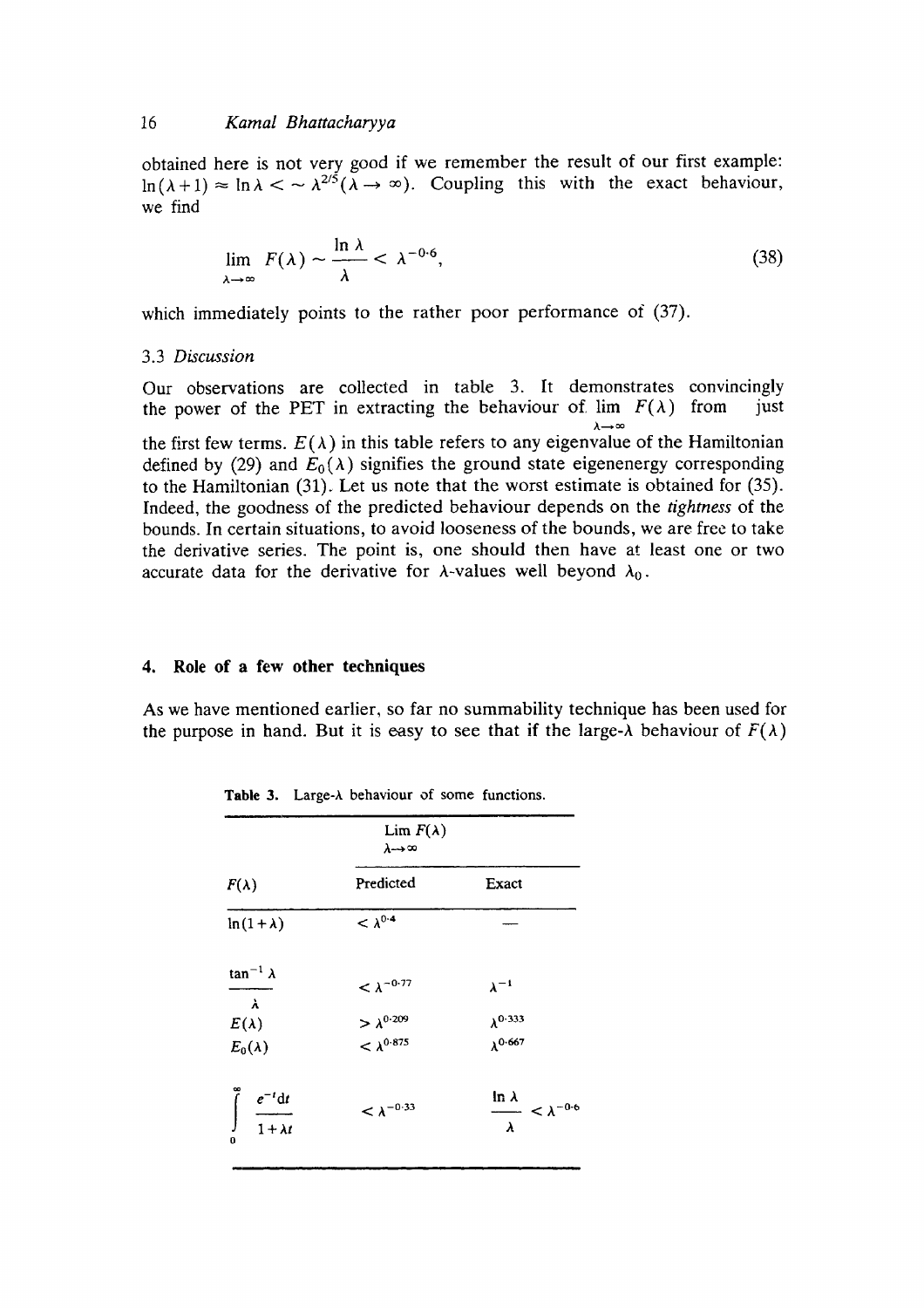obtained here is not very good if we remember the result of our first example: $\ln(\lambda+1) \approx \ln\lambda < \sim \lambda^{2/5} (\lambda \to \infty)$. Coupling this with the exact behaviour, we find

$$\lim_{\lambda\to\infty} F(\lambda) \sim \frac{\ln\lambda}{\lambda} < \lambda^{-0\cdot 6}, \tag{38}$$

which immediately points to the rather poor performance of (37).

### 3.3 *Discussion*

Our observations are collected in table 3. It demonstrates convincingly the power of the PET in extracting the behaviour of $\lim_{\lambda\to\infty} F(\lambda)$ from just the first few terms. $E(\lambda)$ in this table refers to any eigenvalue of the Hamiltonian defined by (29) and $E_0(\lambda)$ signifies the ground state eigenenergy corresponding to the Hamiltonian (31). Let us note that the worst estimate is obtained for (35). Indeed, the goodness of the predicted behaviour depends on the *tightness* of the bounds. In certain situations, to avoid looseness of the bounds, we are free to take the derivative series. The point is, one should then have at least one or two accurate data for the derivative for $\lambda$-values well beyond $\lambda_0$.

## 4. Role of a few other techniques

As we have mentioned earlier, so far no summability technique has been used for the purpose in hand. But it is easy to see that if the large-$\lambda$ behaviour of $F(\lambda)$

**Table 3.** Large-$\lambda$ behaviour of some functions.

| | $\lim_{\lambda\to\infty} F(\lambda)$ | |
|---|---|---|
| $F(\lambda)$ | Predicted | Exact |
| $\ln(1+\lambda)$ | $< \lambda^{0\cdot 4}$ | — |
| $\dfrac{\tan^{-1}\lambda}{\lambda}$ | $< \lambda^{-0\cdot 77}$ | $\lambda^{-1}$ |
| $E(\lambda)$ | $> \lambda^{0\cdot 209}$ | $\lambda^{0\cdot 333}$ |
| $E_0(\lambda)$ | $< \lambda^{0\cdot 875}$ | $\lambda^{0\cdot 667}$ |
| $\displaystyle\int_0^\infty \frac{e^{-t}\mathrm{d}t}{1+\lambda t}$ | $< \lambda^{-0\cdot 33}$ | $\dfrac{\ln\lambda}{\lambda} < \lambda^{-0\cdot 6}$ |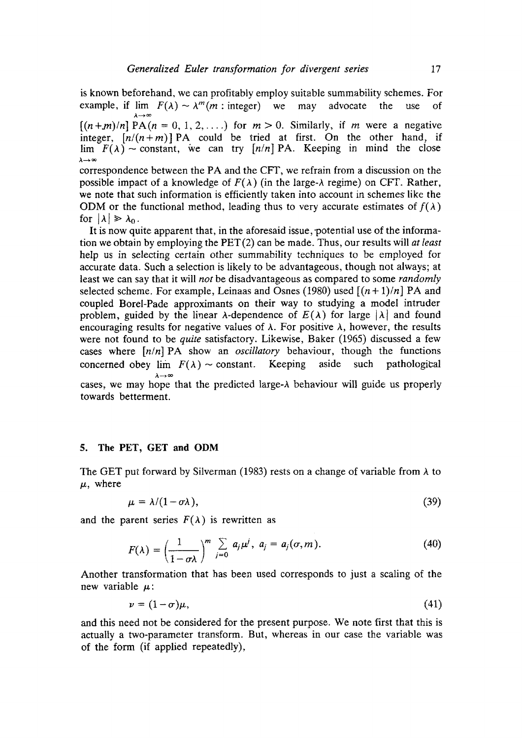is known beforehand, we can profitably employ suitable summability schemes. For example, if $\lim_{\lambda\to\infty} F(\lambda) \sim \lambda^m (m : \text{integer})$ we may advocate the use of $[(n+m)/n]$ PA$(n = 0, 1, 2, \ldots)$ for $m > 0$. Similarly, if $m$ were a negative integer, $[n/(n+m)]$ PA could be tried at first. On the other hand, if $\lim_{\lambda\to\infty} F(\lambda) \sim$ constant, we can try $[n/n]$ PA. Keeping in mind the close correspondence between the PA and the CFT, we refrain from a discussion on the possible impact of a knowledge of $F(\lambda)$ (in the large-$\lambda$ regime) on CFT. Rather, we note that such information is efficiently taken into account in schemes like the ODM or the functional method, leading thus to very accurate estimates of $f(\lambda)$ for $|\lambda| \gg \lambda_0$.

It is now quite apparent that, in the aforesaid issue, potential use of the information we obtain by employing the PET(2) can be made. Thus, our results will *at least* help us in selecting certain other summability techniques to be employed for accurate data. Such a selection is likely to be advantageous, though not always; at least we can say that it will *not* be disadvantageous as compared to some *randomly* selected scheme. For example, Leinaas and Osnes (1980) used $[(n+1)/n]$ PA and coupled Borel-Pade approximants on their way to studying a model intruder problem, guided by the linear $\lambda$-dependence of $E(\lambda)$ for large $|\lambda|$ and found encouraging results for negative values of $\lambda$. For positive $\lambda$, however, the results were not found to be *quite* satisfactory. Likewise, Baker (1965) discussed a few cases where $[n/n]$ PA show an *oscillatory* behaviour, though the functions concerned obey $\lim_{\lambda\to\infty} F(\lambda) \sim$ constant. Keeping aside such pathological cases, we may hope that the predicted large-$\lambda$ behaviour will guide us properly towards betterment.

## 5. The PET, GET and ODM

The GET put forward by Silverman (1983) rests on a change of variable from $\lambda$ to $\mu$, where

$$\mu = \lambda/(1-\sigma\lambda), \tag{39}$$

and the parent series $F(\lambda)$ is rewritten as

$$F(\lambda) = \left(\frac{1}{1-\sigma\lambda}\right)^m \sum_{j=0} a_j \mu^j, \; a_j = a_j(\sigma, m). \tag{40}$$

Another transformation that has been used corresponds to just a scaling of the new variable $\mu$:

$$\nu = (1-\sigma)\mu, \tag{41}$$

and this need not be considered for the present purpose. We note first that this is actually a two-parameter transform. But, whereas in our case the variable was of the form (if applied repeatedly),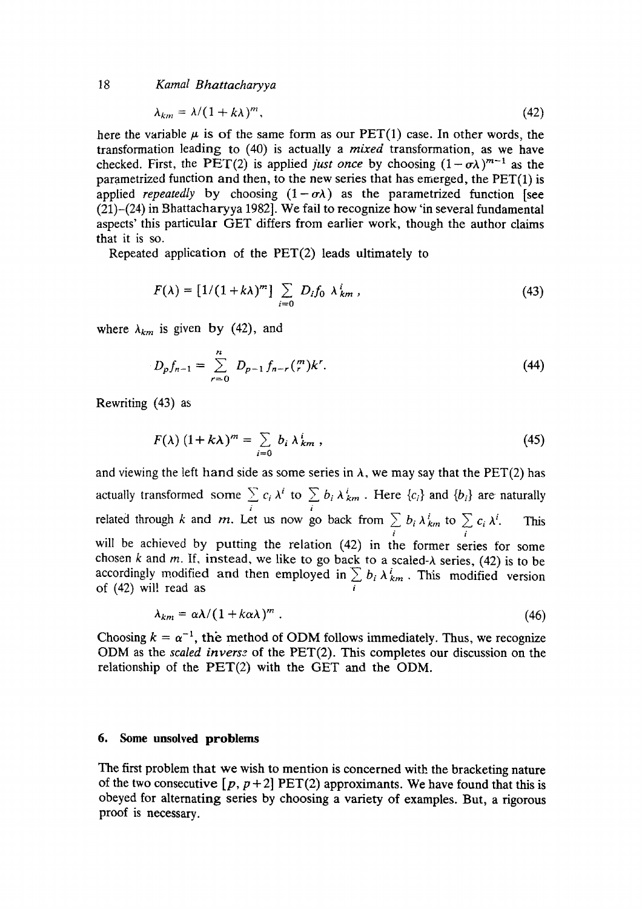$$\lambda_{km} = \lambda/(1+k\lambda)^m, \tag{42}$$

here the variable $\mu$ is of the same form as our PET(1) case. In other words, the transformation leading to (40) is actually a *mixed* transformation, as we have checked. First, the PET(2) is applied *just once* by choosing $(1-\sigma\lambda)^{m-1}$ as the parametrized function and then, to the new series that has emerged, the PET(1) is applied *repeatedly* by choosing $(1-\sigma\lambda)$ as the parametrized function [see (21)–(24) in Bhattacharyya 1982]. We fail to recognize how 'in several fundamental aspects' this particular GET differs from earlier work, though the author claims that it is so.

Repeated application of the PET(2) leads ultimately to

$$F(\lambda) = [1/(1+k\lambda)^m] \sum_{i=0} D_i f_0 \, \lambda_{km}^i, \tag{43}$$

where $\lambda_{km}$ is given by (42), and

$$D_p f_{n-1} = \sum_{r=0}^{n} D_{p-1} f_{n-r} \binom{m}{r} k^r. \tag{44}$$

Rewriting (43) as

$$F(\lambda)\,(1+k\lambda)^m = \sum_{i=0} b_i \, \lambda_{km}^i, \tag{45}$$

and viewing the left hand side as some series in $\lambda$, we may say that the PET(2) has actually transformed some $\sum_i c_i \lambda^i$ to $\sum_i b_i \lambda_{km}^i$. Here $\{c_i\}$ and $\{b_i\}$ are naturally related through $k$ and $m$. Let us now go back from $\sum_i b_i \lambda_{km}^i$ to $\sum_i c_i \lambda^i$. This will be achieved by putting the relation (42) in the former series for some chosen $k$ and $m$. If, instead, we like to go back to a scaled-$\lambda$ series, (42) is to be accordingly modified and then employed in $\sum_i b_i \lambda_{km}^i$. This modified version of (42) will read as

$$\lambda_{km} = \alpha\lambda/(1+k\alpha\lambda)^m. \tag{46}$$

Choosing $k = \alpha^{-1}$, the method of ODM follows immediately. Thus, we recognize ODM as the *scaled inverse* of the PET(2). This completes our discussion on the relationship of the PET(2) with the GET and the ODM.

## 6. Some unsolved problems

The first problem that we wish to mention is concerned with the bracketing nature of the two consecutive $[p, p+2]$ PET(2) approximants. We have found that this is obeyed for alternating series by choosing a variety of examples. But, a rigorous proof is necessary.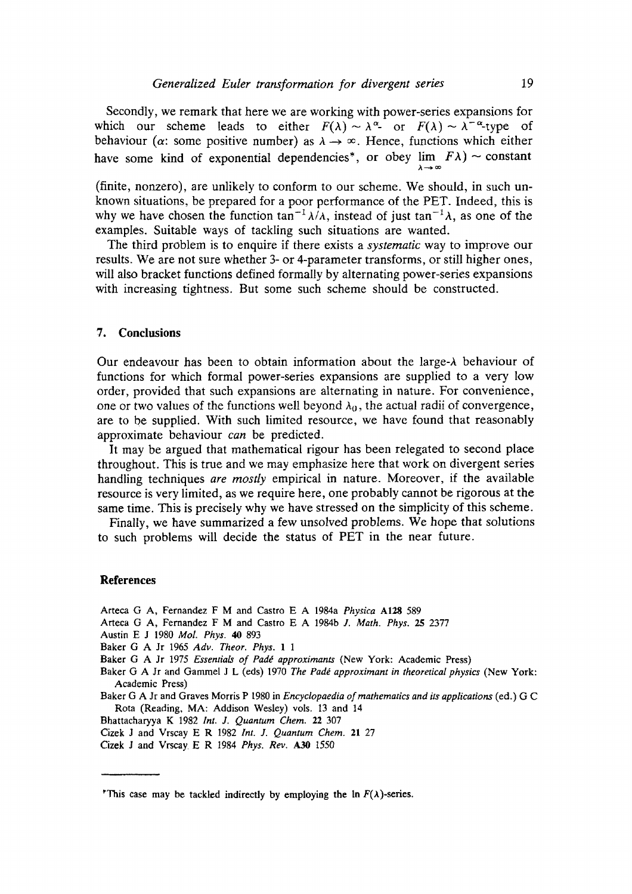Secondly, we remark that here we are working with power-series expansions for which our scheme leads to either $F(\lambda) \sim \lambda^{\alpha}$- or $F(\lambda) \sim \lambda^{-\alpha}$-type of behaviour ($\alpha$: some positive number) as $\lambda \to \infty$. Hence, functions which either have some kind of exponential dependencies*, or obey $\lim_{\lambda \to \infty} F\lambda) \sim$ constant (finite, nonzero), are unlikely to conform to our scheme. We should, in such unknown situations, be prepared for a poor performance of the PET. Indeed, this is why we have chosen the function $\tan^{-1}\lambda/\lambda$, instead of just $\tan^{-1}\lambda$, as one of the examples. Suitable ways of tackling such situations are wanted.

The third problem is to enquire if there exists a *systematic* way to improve our results. We are not sure whether 3- or 4-parameter transforms, or still higher ones, will also bracket functions defined formally by alternating power-series expansions with increasing tightness. But some such scheme should be constructed.

## 7. Conclusions

Our endeavour has been to obtain information about the large-$\lambda$ behaviour of functions for which formal power-series expansions are supplied to a very low order, provided that such expansions are alternating in nature. For convenience, one or two values of the functions well beyond $\lambda_0$, the actual radii of convergence, are to be supplied. With such limited resource, we have found that reasonably approximate behaviour *can* be predicted.

It may be argued that mathematical rigour has been relegated to second place throughout. This is true and we may emphasize here that work on divergent series handling techniques *are mostly* empirical in nature. Moreover, if the available resource is very limited, as we require here, one probably cannot be rigorous at the same time. This is precisely why we have stressed on the simplicity of this scheme.

Finally, we have summarized a few unsolved problems. We hope that solutions to such problems will decide the status of PET in the near future.

## References

Arteca G A, Fernandez F M and Castro E A 1984a *Physica* **A128** 589

Arteca G A, Fernandez F M and Castro E A 1984b *J. Math. Phys.* **25** 2377

Austin E J 1980 *Mol. Phys.* **40** 893

Baker G A Jr 1965 *Adv. Theor. Phys.* **1** 1

Baker G A Jr 1975 *Essentials of Padé approximants* (New York: Academic Press)

Baker G A Jr and Gammel J L (eds) 1970 *The Padé approximant in theoretical physics* (New York: Academic Press)

Baker G A Jr and Graves Morris P 1980 in *Encyclopaedia of mathematics and its applications* (ed.) G C Rota (Reading, MA: Addison Wesley) vols. 13 and 14

Bhattacharyya K 1982 *Int. J. Quantum Chem.* **22** 307

Cizek J and Vrscay E R 1982 *Int. J. Quantum Chem.* **21** 27

Cizek J and Vrscay E R 1984 *Phys. Rev.* **A30** 1550

*This case may be tackled indirectly by employing the $\ln F(\lambda)$-series.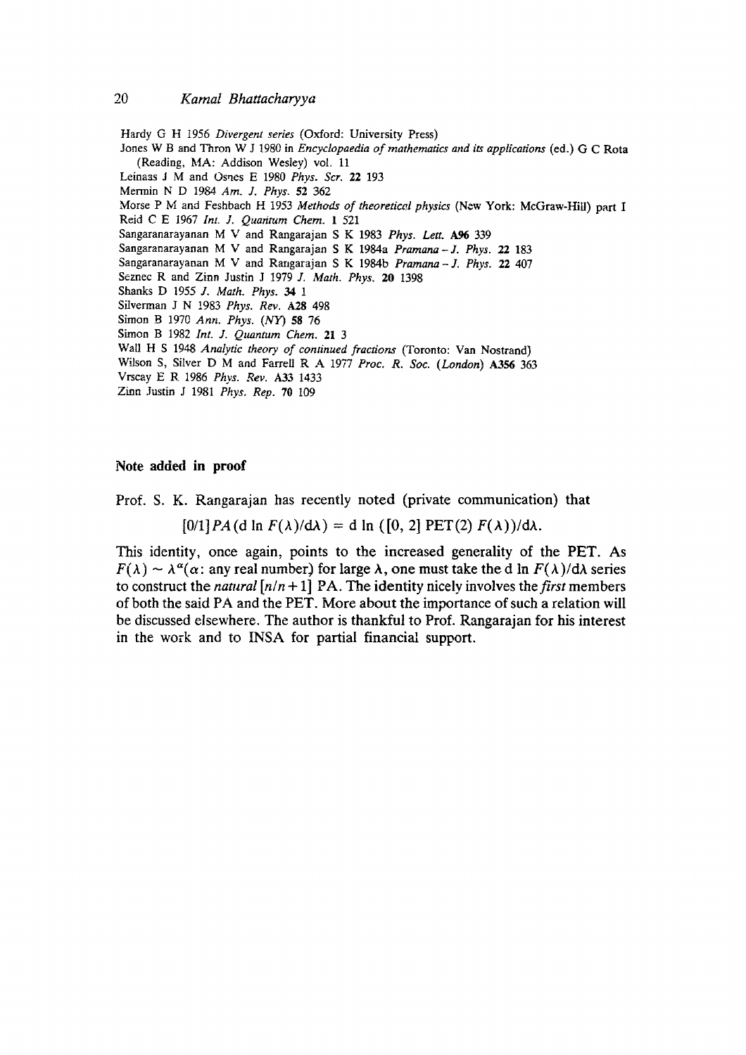Hardy G H 1956 *Divergent series* (Oxford: University Press)

Jones W B and Thron W J 1980 in *Encyclopaedia of mathematics and its applications* (ed.) G C Rota (Reading, MA: Addison Wesley) vol. 11

Leinaas J M and Osnes E 1980 *Phys. Scr.* **22** 193

Mermin N D 1984 *Am. J. Phys.* **52** 362

Morse P M and Feshbach H 1953 *Methods of theoretical physics* (New York: McGraw-Hill) part I

Reid C E 1967 *Int. J. Quantum Chem.* **1** 521

Sangaranarayanan M V and Rangarajan S K 1983 *Phys. Lett.* **A96** 339

Sangaranarayanan M V and Rangarajan S K 1984a *Pramana – J. Phys.* **22** 183

Sangaranarayanan M V and Rangarajan S K 1984b *Pramana – J. Phys.* **22** 407

Seznec R and Zinn Justin J 1979 *J. Math. Phys.* **20** 1398

Shanks D 1955 *J. Math. Phys.* **34** 1

Silverman J N 1983 *Phys. Rev.* **A28** 498

Simon B 1970 *Ann. Phys. (NY)* **58** 76

Simon B 1982 *Int. J. Quantum Chem.* **21** 3

Wall H S 1948 *Analytic theory of continued fractions* (Toronto: Van Nostrand)

Wilson S, Silver D M and Farrell R A 1977 *Proc. R. Soc. (London)* **A356** 363

Vrscay E R 1986 *Phys. Rev.* **A33** 1433

Zinn Justin J 1981 *Phys. Rep.* **70** 109

## Note added in proof

Prof. S. K. Rangarajan has recently noted (private communication) that

$$[0/1]\,PA\,(\mathrm{d}\ln F(\lambda)/\mathrm{d}\lambda) = \mathrm{d}\ln\left([0,2]\,\mathrm{PET}(2)\,F(\lambda)\right)/\mathrm{d}\lambda.$$

This identity, once again, points to the increased generality of the PET. As $F(\lambda) \sim \lambda^{\alpha}$($\alpha$: any real number) for large $\lambda$, one must take the $\mathrm{d}\ln F(\lambda)/\mathrm{d}\lambda$ series to construct the *natural* $[n/n+1]$ PA. The identity nicely involves the *first* members of both the said PA and the PET. More about the importance of such a relation will be discussed elsewhere. The author is thankful to Prof. Rangarajan for his interest in the work and to INSA for partial financial support.